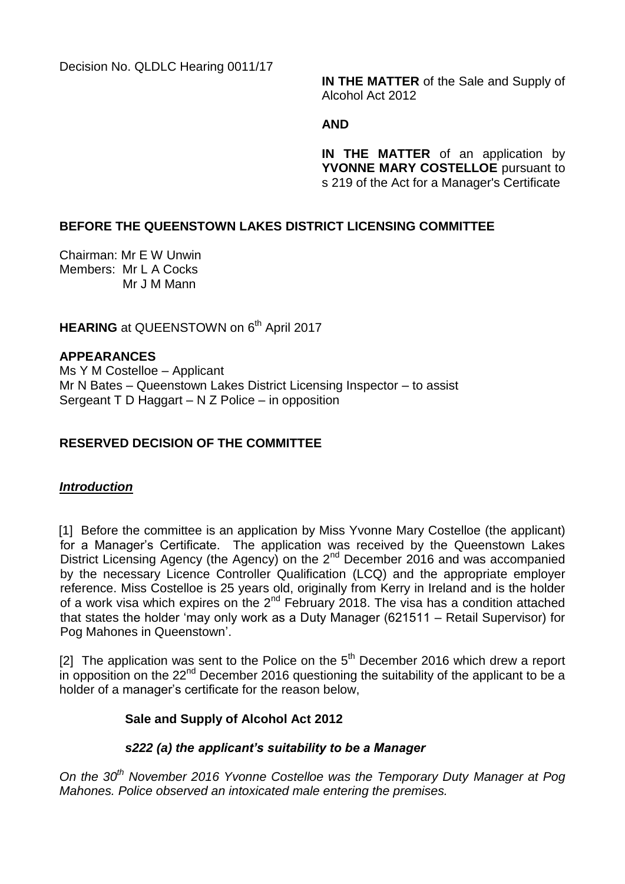Decision No. QLDLC Hearing 0011/17

**IN THE MATTER** of the Sale and Supply of Alcohol Act 2012

**AND**

**IN THE MATTER** of an application by **YVONNE MARY COSTELLOE** pursuant to s 219 of the Act for a Manager's Certificate

## BEFORE THE QUEENSTOWN LAKES DISTRICT LICENSING COMMITTEE

Chairman: Mr E W Unwin
Members: Mr L A Cocks
Mr J M Mann

**HEARING** at QUEENSTOWN on 6th April 2017

**APPEARANCES**
Ms Y M Costelloe – Applicant
Mr N Bates – Queenstown Lakes District Licensing Inspector – to assist
Sergeant T D Haggart – N Z Police – in opposition

## RESERVED DECISION OF THE COMMITTEE

### ***Introduction***

[1] Before the committee is an application by Miss Yvonne Mary Costelloe (the applicant) for a Manager's Certificate. The application was received by the Queenstown Lakes District Licensing Agency (the Agency) on the 2nd December 2016 and was accompanied by the necessary Licence Controller Qualification (LCQ) and the appropriate employer reference. Miss Costelloe is 25 years old, originally from Kerry in Ireland and is the holder of a work visa which expires on the 2nd February 2018. The visa has a condition attached that states the holder 'may only work as a Duty Manager (621511 – Retail Supervisor) for Pog Mahones in Queenstown'.

[2] The application was sent to the Police on the 5th December 2016 which drew a report in opposition on the 22nd December 2016 questioning the suitability of the applicant to be a holder of a manager's certificate for the reason below,

**Sale and Supply of Alcohol Act 2012**

***s222 (a) the applicant's suitability to be a Manager***

*On the 30th November 2016 Yvonne Costelloe was the Temporary Duty Manager at Pog Mahones. Police observed an intoxicated male entering the premises.*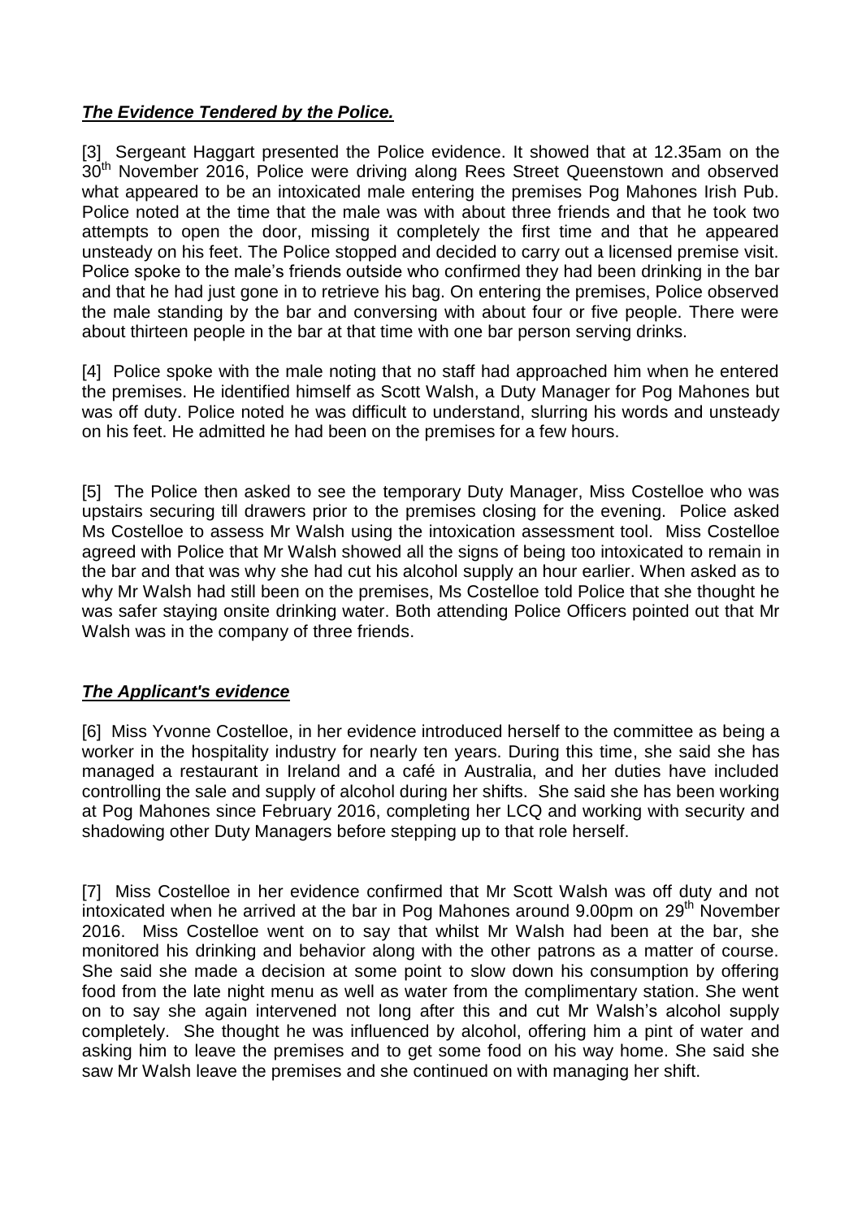### ***The Evidence Tendered by the Police.***

[3] Sergeant Haggart presented the Police evidence. It showed that at 12.35am on the 30th November 2016, Police were driving along Rees Street Queenstown and observed what appeared to be an intoxicated male entering the premises Pog Mahones Irish Pub. Police noted at the time that the male was with about three friends and that he took two attempts to open the door, missing it completely the first time and that he appeared unsteady on his feet. The Police stopped and decided to carry out a licensed premise visit. Police spoke to the male's friends outside who confirmed they had been drinking in the bar and that he had just gone in to retrieve his bag. On entering the premises, Police observed the male standing by the bar and conversing with about four or five people. There were about thirteen people in the bar at that time with one bar person serving drinks.

[4] Police spoke with the male noting that no staff had approached him when he entered the premises. He identified himself as Scott Walsh, a Duty Manager for Pog Mahones but was off duty. Police noted he was difficult to understand, slurring his words and unsteady on his feet. He admitted he had been on the premises for a few hours.

[5] The Police then asked to see the temporary Duty Manager, Miss Costelloe who was upstairs securing till drawers prior to the premises closing for the evening. Police asked Ms Costelloe to assess Mr Walsh using the intoxication assessment tool. Miss Costelloe agreed with Police that Mr Walsh showed all the signs of being too intoxicated to remain in the bar and that was why she had cut his alcohol supply an hour earlier. When asked as to why Mr Walsh had still been on the premises, Ms Costelloe told Police that she thought he was safer staying onsite drinking water. Both attending Police Officers pointed out that Mr Walsh was in the company of three friends.

### ***The Applicant's evidence***

[6] Miss Yvonne Costelloe, in her evidence introduced herself to the committee as being a worker in the hospitality industry for nearly ten years. During this time, she said she has managed a restaurant in Ireland and a café in Australia, and her duties have included controlling the sale and supply of alcohol during her shifts. She said she has been working at Pog Mahones since February 2016, completing her LCQ and working with security and shadowing other Duty Managers before stepping up to that role herself.

[7] Miss Costelloe in her evidence confirmed that Mr Scott Walsh was off duty and not intoxicated when he arrived at the bar in Pog Mahones around 9.00pm on 29th November 2016. Miss Costelloe went on to say that whilst Mr Walsh had been at the bar, she monitored his drinking and behavior along with the other patrons as a matter of course. She said she made a decision at some point to slow down his consumption by offering food from the late night menu as well as water from the complimentary station. She went on to say she again intervened not long after this and cut Mr Walsh's alcohol supply completely. She thought he was influenced by alcohol, offering him a pint of water and asking him to leave the premises and to get some food on his way home. She said she saw Mr Walsh leave the premises and she continued on with managing her shift.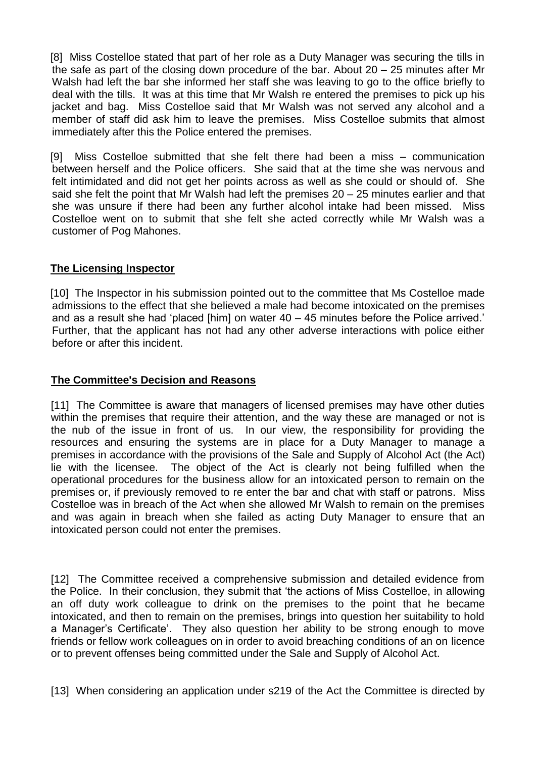[8] Miss Costelloe stated that part of her role as a Duty Manager was securing the tills in the safe as part of the closing down procedure of the bar. About 20 – 25 minutes after Mr Walsh had left the bar she informed her staff she was leaving to go to the office briefly to deal with the tills. It was at this time that Mr Walsh re entered the premises to pick up his jacket and bag. Miss Costelloe said that Mr Walsh was not served any alcohol and a member of staff did ask him to leave the premises. Miss Costelloe submits that almost immediately after this the Police entered the premises.

[9] Miss Costelloe submitted that she felt there had been a miss – communication between herself and the Police officers. She said that at the time she was nervous and felt intimidated and did not get her points across as well as she could or should of. She said she felt the point that Mr Walsh had left the premises 20 – 25 minutes earlier and that she was unsure if there had been any further alcohol intake had been missed. Miss Costelloe went on to submit that she felt she acted correctly while Mr Walsh was a customer of Pog Mahones.

## The Licensing Inspector

[10] The Inspector in his submission pointed out to the committee that Ms Costelloe made admissions to the effect that she believed a male had become intoxicated on the premises and as a result she had 'placed [him] on water 40 – 45 minutes before the Police arrived.' Further, that the applicant has not had any other adverse interactions with police either before or after this incident.

## The Committee's Decision and Reasons

[11] The Committee is aware that managers of licensed premises may have other duties within the premises that require their attention, and the way these are managed or not is the nub of the issue in front of us. In our view, the responsibility for providing the resources and ensuring the systems are in place for a Duty Manager to manage a premises in accordance with the provisions of the Sale and Supply of Alcohol Act (the Act) lie with the licensee. The object of the Act is clearly not being fulfilled when the operational procedures for the business allow for an intoxicated person to remain on the premises or, if previously removed to re enter the bar and chat with staff or patrons. Miss Costelloe was in breach of the Act when she allowed Mr Walsh to remain on the premises and was again in breach when she failed as acting Duty Manager to ensure that an intoxicated person could not enter the premises.

[12] The Committee received a comprehensive submission and detailed evidence from the Police. In their conclusion, they submit that 'the actions of Miss Costelloe, in allowing an off duty work colleague to drink on the premises to the point that he became intoxicated, and then to remain on the premises, brings into question her suitability to hold a Manager's Certificate'. They also question her ability to be strong enough to move friends or fellow work colleagues on in order to avoid breaching conditions of an on licence or to prevent offenses being committed under the Sale and Supply of Alcohol Act.

[13] When considering an application under s219 of the Act the Committee is directed by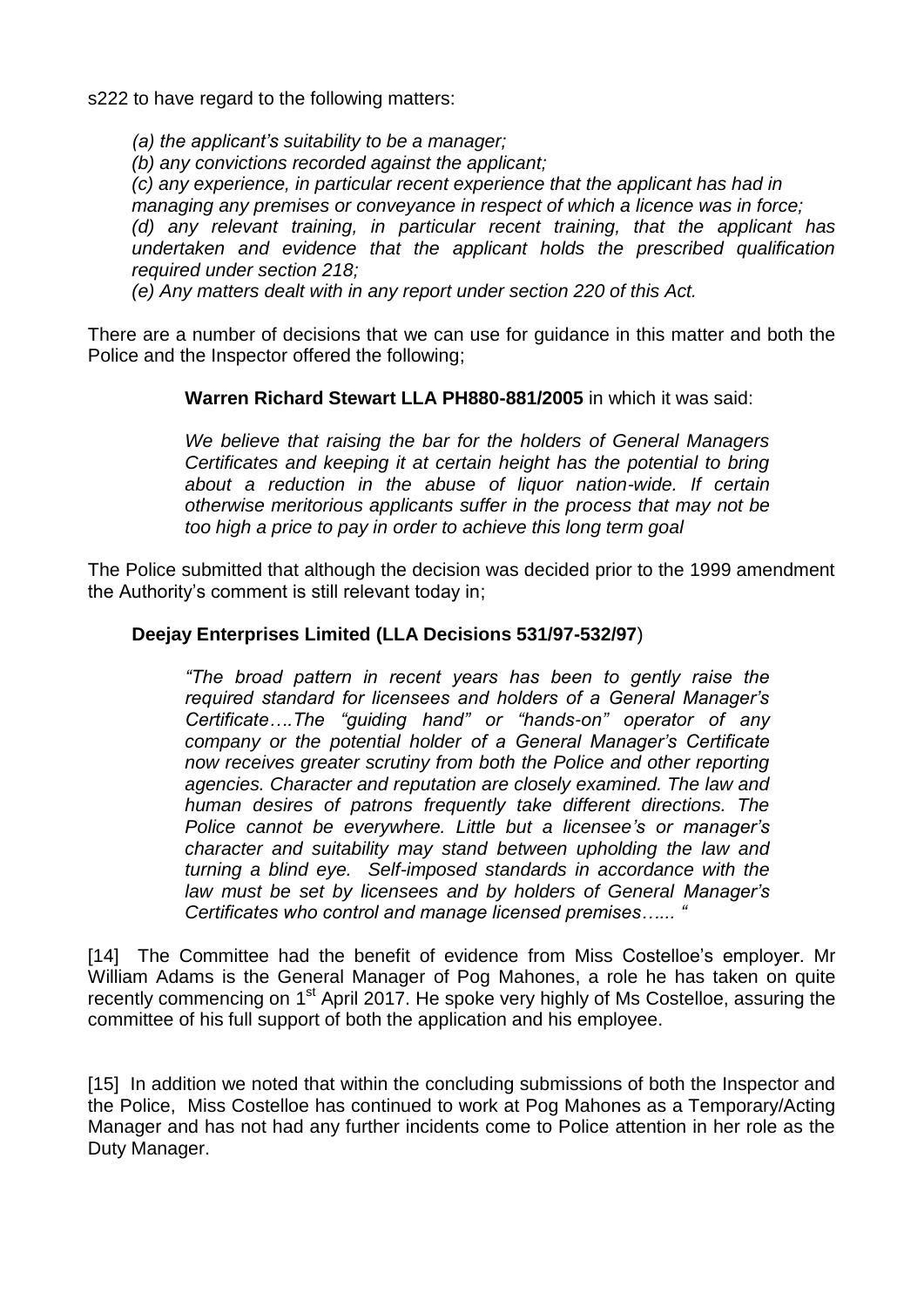s222 to have regard to the following matters:

> *(a) the applicant's suitability to be a manager;*
> *(b) any convictions recorded against the applicant;*
> *(c) any experience, in particular recent experience that the applicant has had in managing any premises or conveyance in respect of which a licence was in force;*
> *(d) any relevant training, in particular recent training, that the applicant has undertaken and evidence that the applicant holds the prescribed qualification required under section 218;*
> *(e) Any matters dealt with in any report under section 220 of this Act.*

There are a number of decisions that we can use for guidance in this matter and both the Police and the Inspector offered the following;

> **Warren Richard Stewart LLA PH880-881/2005** in which it was said:
>
> *We believe that raising the bar for the holders of General Managers Certificates and keeping it at certain height has the potential to bring about a reduction in the abuse of liquor nation-wide. If certain otherwise meritorious applicants suffer in the process that may not be too high a price to pay in order to achieve this long term goal*

The Police submitted that although the decision was decided prior to the 1999 amendment the Authority's comment is still relevant today in;

> **Deejay Enterprises Limited (LLA Decisions 531/97-532/97)**
>
> *"The broad pattern in recent years has been to gently raise the required standard for licensees and holders of a General Manager's Certificate….The "guiding hand" or "hands-on" operator of any company or the potential holder of a General Manager's Certificate now receives greater scrutiny from both the Police and other reporting agencies. Character and reputation are closely examined. The law and human desires of patrons frequently take different directions. The Police cannot be everywhere. Little but a licensee's or manager's character and suitability may stand between upholding the law and turning a blind eye. Self-imposed standards in accordance with the law must be set by licensees and by holders of General Manager's Certificates who control and manage licensed premises…... "*

[14] The Committee had the benefit of evidence from Miss Costelloe's employer. Mr William Adams is the General Manager of Pog Mahones, a role he has taken on quite recently commencing on 1st April 2017. He spoke very highly of Ms Costelloe, assuring the committee of his full support of both the application and his employee.

[15] In addition we noted that within the concluding submissions of both the Inspector and the Police, Miss Costelloe has continued to work at Pog Mahones as a Temporary/Acting Manager and has not had any further incidents come to Police attention in her role as the Duty Manager.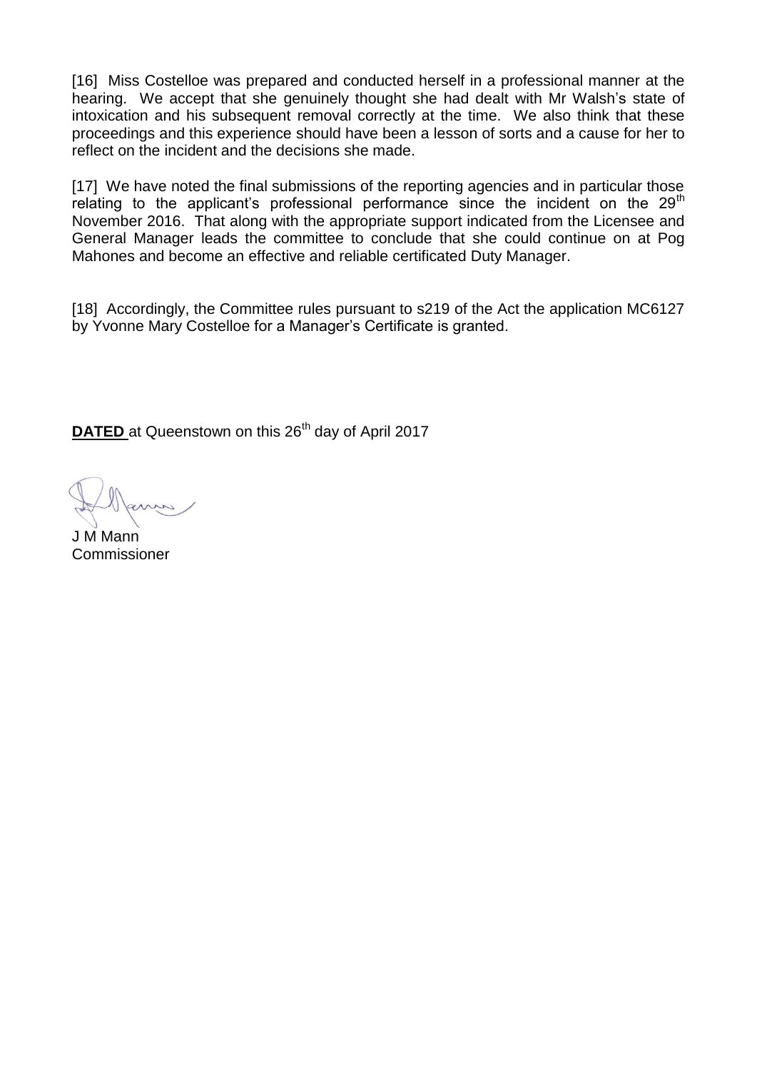[16] Miss Costelloe was prepared and conducted herself in a professional manner at the hearing. We accept that she genuinely thought she had dealt with Mr Walsh's state of intoxication and his subsequent removal correctly at the time. We also think that these proceedings and this experience should have been a lesson of sorts and a cause for her to reflect on the incident and the decisions she made.

[17] We have noted the final submissions of the reporting agencies and in particular those relating to the applicant's professional performance since the incident on the 29th November 2016. That along with the appropriate support indicated from the Licensee and General Manager leads the committee to conclude that she could continue on at Pog Mahones and become an effective and reliable certificated Duty Manager.

[18] Accordingly, the Committee rules pursuant to s219 of the Act the application MC6127 by Yvonne Mary Costelloe for a Manager's Certificate is granted.

**<u>DATED</u>** at Queenstown on this 26th day of April 2017

J M Mann
Commissioner